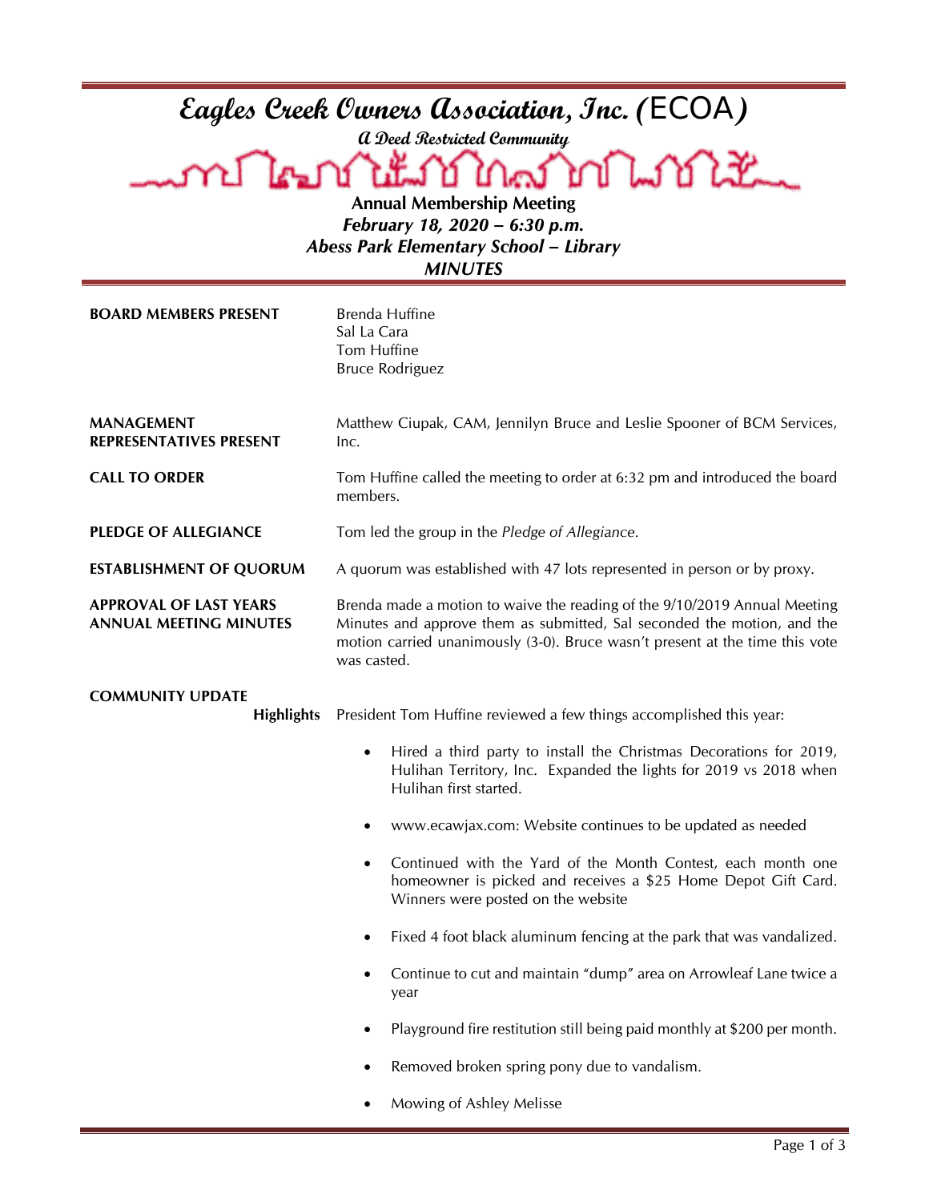# Eagles Creek Owners Association, Inc. (ECOA)

***A Deed Restricted Community***

**Annual Membership Meeting**
***February 18, 2020 – 6:30 p.m.***
***Abess Park Elementary School – Library***
***MINUTES***

**BOARD MEMBERS PRESENT**

Brenda Huffine
Sal La Cara
Tom Huffine
Bruce Rodriguez

**MANAGEMENT REPRESENTATIVES PRESENT**

Matthew Ciupak, CAM, Jennilyn Bruce and Leslie Spooner of BCM Services, Inc.

**CALL TO ORDER**

Tom Huffine called the meeting to order at 6:32 pm and introduced the board members.

**PLEDGE OF ALLEGIANCE**

Tom led the group in the *Pledge of Allegiance*.

**ESTABLISHMENT OF QUORUM**

A quorum was established with 47 lots represented in person or by proxy.

**APPROVAL OF LAST YEARS ANNUAL MEETING MINUTES**

Brenda made a motion to waive the reading of the 9/10/2019 Annual Meeting Minutes and approve them as submitted, Sal seconded the motion, and the motion carried unanimously (3-0). Bruce wasn't present at the time this vote was casted.

**COMMUNITY UPDATE**

**Highlights**

President Tom Huffine reviewed a few things accomplished this year:

- Hired a third party to install the Christmas Decorations for 2019, Hulihan Territory, Inc. Expanded the lights for 2019 vs 2018 when Hulihan first started.
- www.ecawjax.com: Website continues to be updated as needed
- Continued with the Yard of the Month Contest, each month one homeowner is picked and receives a $25 Home Depot Gift Card. Winners were posted on the website
- Fixed 4 foot black aluminum fencing at the park that was vandalized.
- Continue to cut and maintain "dump" area on Arrowleaf Lane twice a year
- Playground fire restitution still being paid monthly at $200 per month.
- Removed broken spring pony due to vandalism.
- Mowing of Ashley Melisse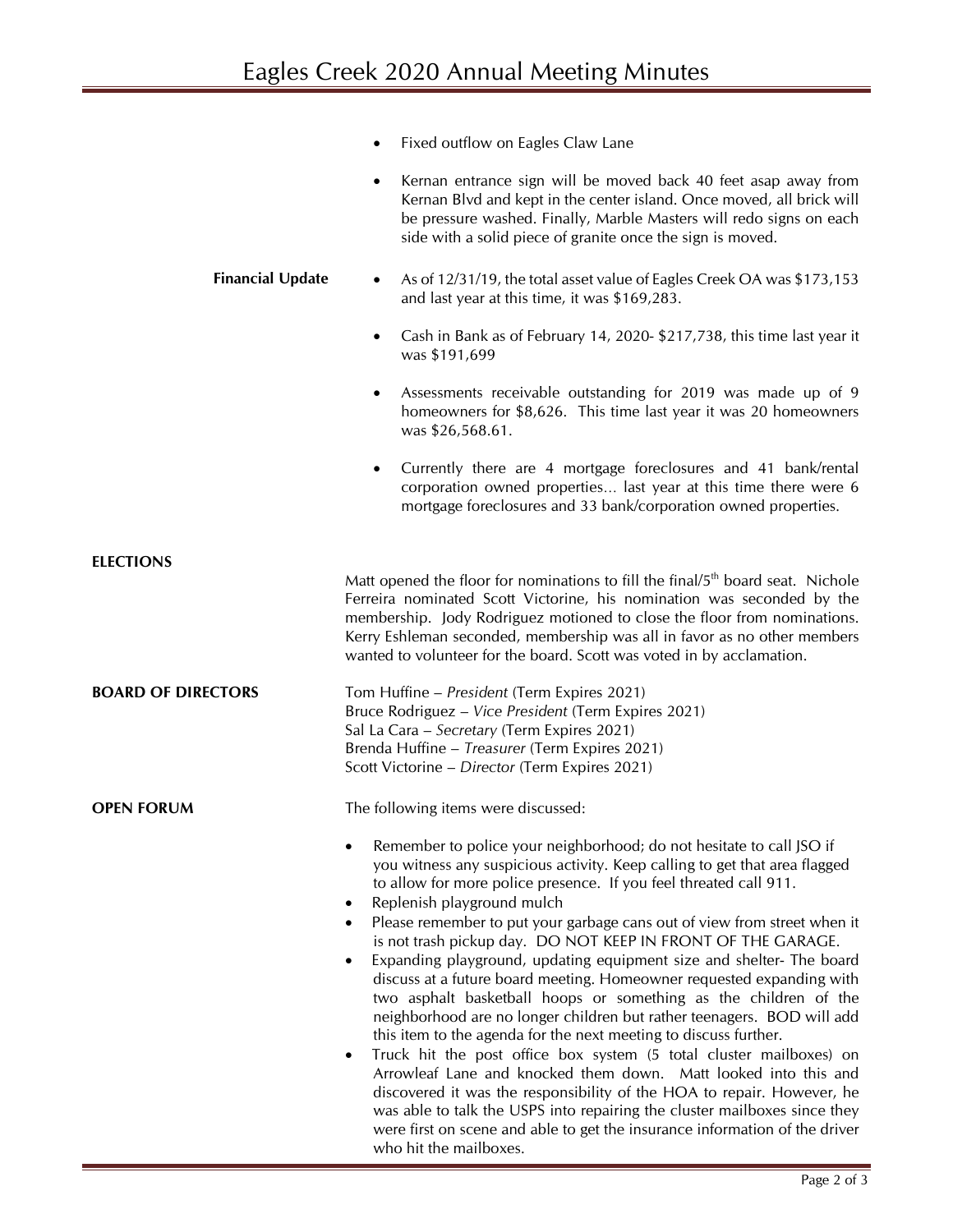- Fixed outflow on Eagles Claw Lane
- Kernan entrance sign will be moved back 40 feet asap away from Kernan Blvd and kept in the center island. Once moved, all brick will be pressure washed. Finally, Marble Masters will redo signs on each side with a solid piece of granite once the sign is moved.

**Financial Update**

- As of 12/31/19, the total asset value of Eagles Creek OA was $173,153 and last year at this time, it was $169,283.
- Cash in Bank as of February 14, 2020- $217,738, this time last year it was $191,699
- Assessments receivable outstanding for 2019 was made up of 9 homeowners for $8,626. This time last year it was 20 homeowners was $26,568.61.
- Currently there are 4 mortgage foreclosures and 41 bank/rental corporation owned properties… last year at this time there were 6 mortgage foreclosures and 33 bank/corporation owned properties.

**ELECTIONS**

Matt opened the floor for nominations to fill the final/5th board seat. Nichole Ferreira nominated Scott Victorine, his nomination was seconded by the membership. Jody Rodriguez motioned to close the floor from nominations. Kerry Eshleman seconded, membership was all in favor as no other members wanted to volunteer for the board. Scott was voted in by acclamation.

**BOARD OF DIRECTORS**

Tom Huffine – *President* (Term Expires 2021)
Bruce Rodriguez – *Vice President* (Term Expires 2021)
Sal La Cara – *Secretary* (Term Expires 2021)
Brenda Huffine – *Treasurer* (Term Expires 2021)
Scott Victorine – *Director* (Term Expires 2021)

**OPEN FORUM**

The following items were discussed:

- Remember to police your neighborhood; do not hesitate to call JSO if you witness any suspicious activity. Keep calling to get that area flagged to allow for more police presence. If you feel threated call 911.
- Replenish playground mulch
- Please remember to put your garbage cans out of view from street when it is not trash pickup day. DO NOT KEEP IN FRONT OF THE GARAGE.
- Expanding playground, updating equipment size and shelter- The board discuss at a future board meeting. Homeowner requested expanding with two asphalt basketball hoops or something as the children of the neighborhood are no longer children but rather teenagers. BOD will add this item to the agenda for the next meeting to discuss further.
- Truck hit the post office box system (5 total cluster mailboxes) on Arrowleaf Lane and knocked them down. Matt looked into this and discovered it was the responsibility of the HOA to repair. However, he was able to talk the USPS into repairing the cluster mailboxes since they were first on scene and able to get the insurance information of the driver who hit the mailboxes.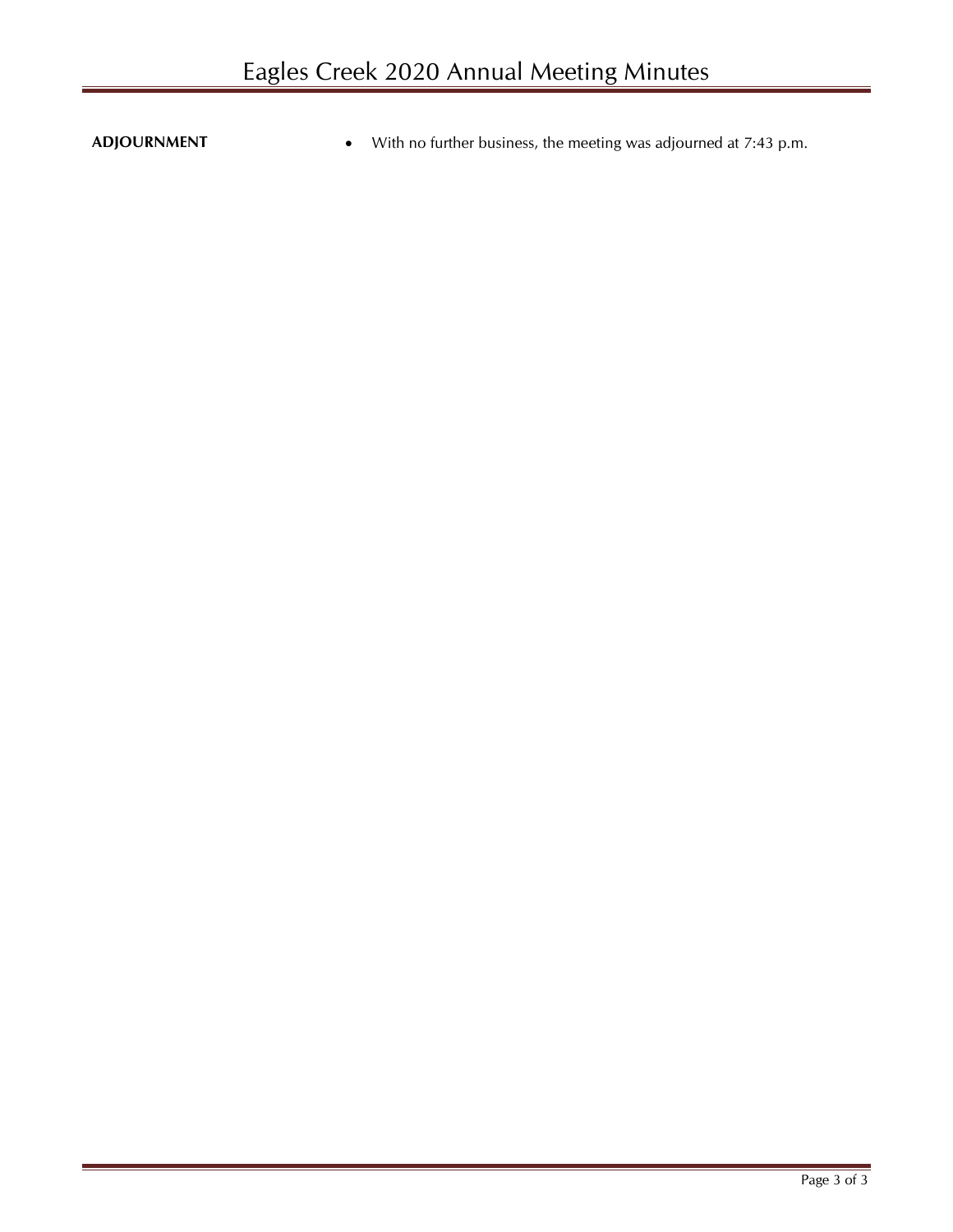**ADJOURNMENT**

- With no further business, the meeting was adjourned at 7:43 p.m.